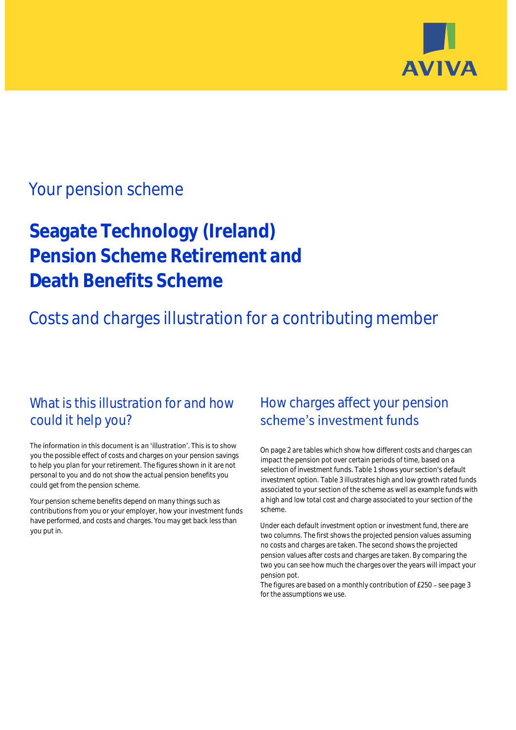AVIVA

## Your pension scheme

# Seagate Technology (Ireland) Pension Scheme Retirement and Death Benefits Scheme

## Costs and charges illustration for a contributing member

### What is this illustration for and how could it help you?

The information in this document is an 'illustration'. This is to show you the possible effect of costs and charges on your pension savings to help you plan for your retirement. The figures shown in it are not personal to you and do not show the actual pension benefits you could get from the pension scheme.

Your pension scheme benefits depend on many things such as contributions from you or your employer, how your investment funds have performed, and costs and charges. You may get back less than you put in.

### How charges affect your pension scheme's investment funds

On page 2 are tables which show how different costs and charges can impact the pension pot over certain periods of time, based on a selection of investment funds. Table 1 shows your section's default investment option. Table 3 illustrates high and low growth rated funds associated to your section of the scheme as well as example funds with a high and low total cost and charge associated to your section of the scheme.

Under each default investment option or investment fund, there are two columns. The first shows the projected pension values assuming no costs and charges are taken. The second shows the projected pension values after costs and charges are taken. By comparing the two you can see how much the charges over the years will impact your pension pot.

The figures are based on a monthly contribution of £250 – see page 3 for the assumptions we use.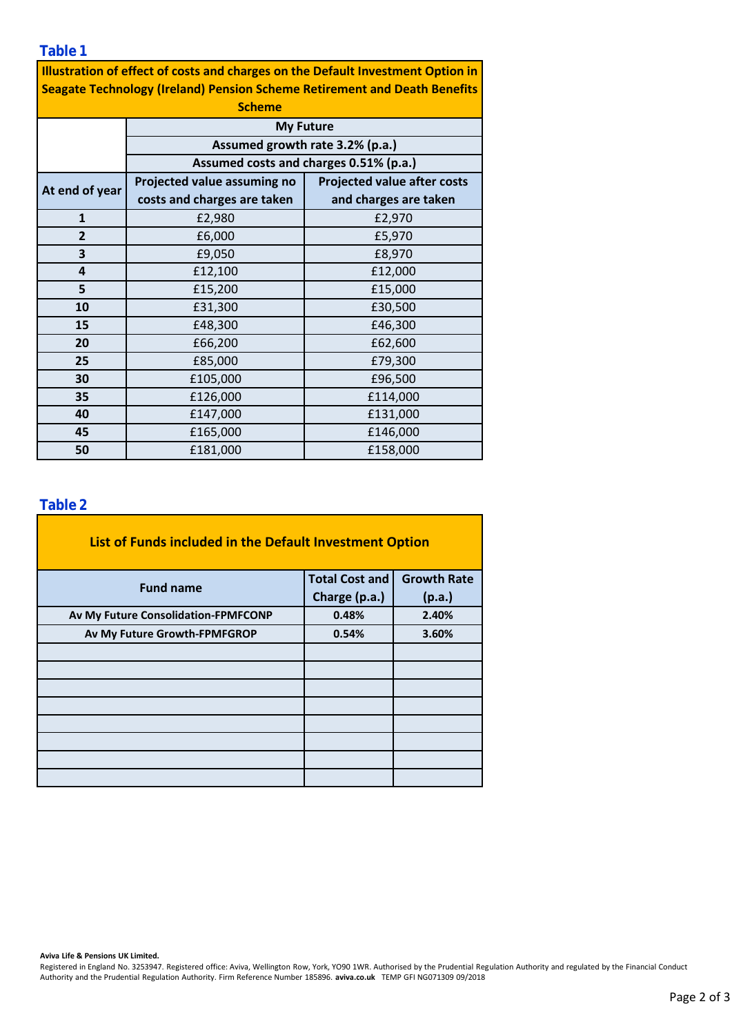## Table 1

| Illustration of effect of costs and charges on the Default Investment Option in Seagate Technology (Ireland) Pension Scheme Retirement and Death Benefits Scheme | | |
|---|---|---|
| | My Future | |
| | Assumed growth rate 3.2% (p.a.) | |
| | Assumed costs and charges 0.51% (p.a.) | |
| At end of year | Projected value assuming no costs and charges are taken | Projected value after costs and charges are taken |
| 1 | £2,980 | £2,970 |
| 2 | £6,000 | £5,970 |
| 3 | £9,050 | £8,970 |
| 4 | £12,100 | £12,000 |
| 5 | £15,200 | £15,000 |
| 10 | £31,300 | £30,500 |
| 15 | £48,300 | £46,300 |
| 20 | £66,200 | £62,600 |
| 25 | £85,000 | £79,300 |
| 30 | £105,000 | £96,500 |
| 35 | £126,000 | £114,000 |
| 40 | £147,000 | £131,000 |
| 45 | £165,000 | £146,000 |
| 50 | £181,000 | £158,000 |

## Table 2

| List of Funds included in the Default Investment Option | | |
|---|---|---|
| Fund name | Total Cost and Charge (p.a.) | Growth Rate (p.a.) |
| Av My Future Consolidation-FPMFCONP | 0.48% | 2.40% |
| Av My Future Growth-FPMFGROP | 0.54% | 3.60% |
| | | |
| | | |
| | | |
| | | |
| | | |
| | | |
| | | |
| | | |

**Aviva Life & Pensions UK Limited.**
Registered in England No. 3253947. Registered office: Aviva, Wellington Row, York, YO90 1WR. Authorised by the Prudential Regulation Authority and regulated by the Financial Conduct Authority and the Prudential Regulation Authority. Firm Reference Number 185896. **aviva.co.uk** TEMP GFI NG071309 09/2018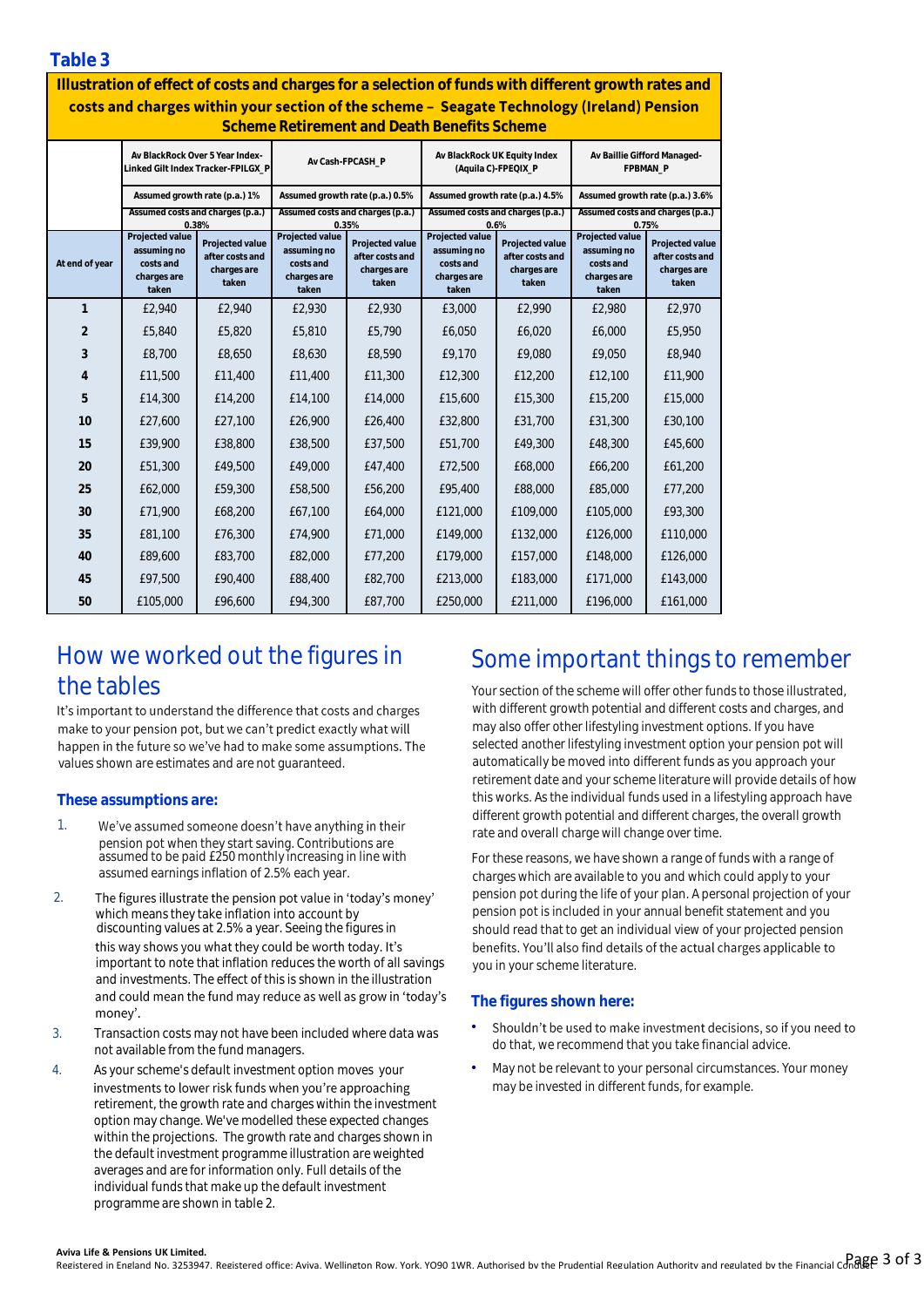## Table 3

| Illustration of effect of costs and charges for a selection of funds with different growth rates and costs and charges within your section of the scheme – Seagate Technology (Ireland) Pension Scheme Retirement and Death Benefits Scheme | | | | | | | | |
|---|---|---|---|---|---|---|---|---|
| | Av BlackRock Over 5 Year Index-Linked Gilt Index Tracker-FPILGX_P | | Av Cash-FPCASH_P | | Av BlackRock UK Equity Index (Aquila C)-FPEQIX_P | | Av Baillie Gifford Managed-FPBMAN_P | |
| | Assumed growth rate (p.a.) 1% | | Assumed growth rate (p.a.) 0.5% | | Assumed growth rate (p.a.) 4.5% | | Assumed growth rate (p.a.) 3.6% | |
| | Assumed costs and charges (p.a.) 0.38% | | Assumed costs and charges (p.a.) 0.35% | | Assumed costs and charges (p.a.) 0.6% | | Assumed costs and charges (p.a.) 0.75% | |
| At end of year | Projected value assuming no costs and charges are taken | Projected value after costs and charges are taken | Projected value assuming no costs and charges are taken | Projected value after costs and charges are taken | Projected value assuming no costs and charges are taken | Projected value after costs and charges are taken | Projected value assuming no costs and charges are taken | Projected value after costs and charges are taken |
| 1 | £2,940 | £2,940 | £2,930 | £2,930 | £3,000 | £2,990 | £2,980 | £2,970 |
| 2 | £5,840 | £5,820 | £5,810 | £5,790 | £6,050 | £6,020 | £6,000 | £5,950 |
| 3 | £8,700 | £8,650 | £8,630 | £8,590 | £9,170 | £9,080 | £9,050 | £8,940 |
| 4 | £11,500 | £11,400 | £11,400 | £11,300 | £12,300 | £12,200 | £12,100 | £11,900 |
| 5 | £14,300 | £14,200 | £14,100 | £14,000 | £15,600 | £15,300 | £15,200 | £15,000 |
| 10 | £27,600 | £27,100 | £26,900 | £26,400 | £32,800 | £31,700 | £31,300 | £30,100 |
| 15 | £39,900 | £38,800 | £38,500 | £37,500 | £51,700 | £49,300 | £48,300 | £45,600 |
| 20 | £51,300 | £49,500 | £49,000 | £47,400 | £72,500 | £68,000 | £66,200 | £61,200 |
| 25 | £62,000 | £59,300 | £58,500 | £56,200 | £95,400 | £88,000 | £85,000 | £77,200 |
| 30 | £71,900 | £68,200 | £67,100 | £64,000 | £121,000 | £109,000 | £105,000 | £93,300 |
| 35 | £81,100 | £76,300 | £74,900 | £71,000 | £149,000 | £132,000 | £126,000 | £110,000 |
| 40 | £89,600 | £83,700 | £82,000 | £77,200 | £179,000 | £157,000 | £148,000 | £126,000 |
| 45 | £97,500 | £90,400 | £88,400 | £82,700 | £213,000 | £183,000 | £171,000 | £143,000 |
| 50 | £105,000 | £96,600 | £94,300 | £87,700 | £250,000 | £211,000 | £196,000 | £161,000 |

# How we worked out the figures in the tables

It's important to understand the difference that costs and charges make to your pension pot, but we can't predict exactly what will happen in the future so we've had to make some assumptions. The values shown are estimates and are not guaranteed.

### These assumptions are:

1. We've assumed someone doesn't have anything in their pension pot when they start saving. Contributions are assumed to be paid £250 monthly increasing in line with assumed earnings inflation of 2.5% each year.
2. The figures illustrate the pension pot value in 'today's money' which means they take inflation into account by discounting values at 2.5% a year. Seeing the figures in this way shows you what they could be worth today. It's important to note that inflation reduces the worth of all savings and investments. The effect of this is shown in the illustration and could mean the fund may reduce as well as grow in 'today's money'.
3. Transaction costs may not have been included where data was not available from the fund managers.
4. As your scheme's default investment option moves your investments to lower risk funds when you're approaching retirement, the growth rate and charges within the investment option may change. We've modelled these expected changes within the projections. The growth rate and charges shown in the default investment programme illustration are weighted averages and are for information only. Full details of the individual funds that make up the default investment programme are shown in table 2.

# Some important things to remember

Your section of the scheme will offer other funds to those illustrated, with different growth potential and different costs and charges, and may also offer other lifestyling investment options. If you have selected another lifestyling investment option your pension pot will automatically be moved into different funds as you approach your retirement date and your scheme literature will provide details of how this works. As the individual funds used in a lifestyling approach have different growth potential and different charges, the overall growth rate and overall charge will change over time.

For these reasons, we have shown a range of funds with a range of charges which are available to you and which could apply to your pension pot during the life of your plan. A personal projection of your pension pot is included in your annual benefit statement and you should read that to get an individual view of your projected pension benefits. You'll also find details of the actual charges applicable to you in your scheme literature.

### The figures shown here:

- Shouldn't be used to make investment decisions, so if you need to do that, we recommend that you take financial advice.
- May not be relevant to your personal circumstances. Your money may be invested in different funds, for example.

**Aviva Life & Pensions UK Limited.**
Registered in England No. 3253947. Registered office: Aviva, Wellington Row, York, YO90 1WR. Authorised by the Prudential Regulation Authority and regulated by the Financial Conduct